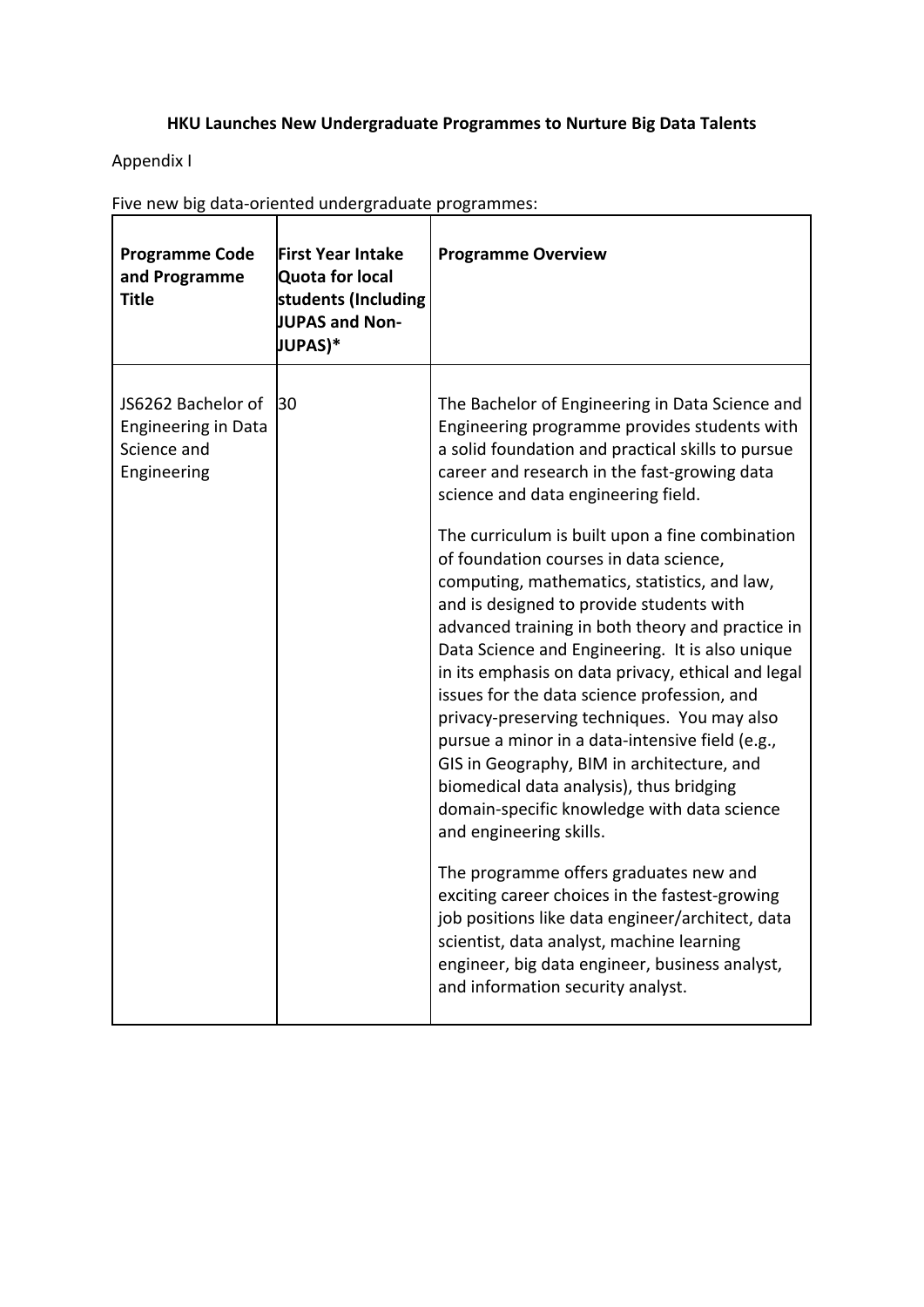**HKU Launches New Undergraduate Programmes to Nurture Big Data Talents**

Appendix I

Five new big data-oriented undergraduate programmes:

| Programme Code and Programme Title | First Year Intake Quota for local students (Including JUPAS and Non-JUPAS)* | Programme Overview |
|---|---|---|
| JS6262 Bachelor of Engineering in Data Science and Engineering | 30 | The Bachelor of Engineering in Data Science and Engineering programme provides students with a solid foundation and practical skills to pursue career and research in the fast-growing data science and data engineering field.<br><br>The curriculum is built upon a fine combination of foundation courses in data science, computing, mathematics, statistics, and law, and is designed to provide students with advanced training in both theory and practice in Data Science and Engineering. It is also unique in its emphasis on data privacy, ethical and legal issues for the data science profession, and privacy-preserving techniques. You may also pursue a minor in a data-intensive field (e.g., GIS in Geography, BIM in architecture, and biomedical data analysis), thus bridging domain-specific knowledge with data science and engineering skills.<br><br>The programme offers graduates new and exciting career choices in the fastest-growing job positions like data engineer/architect, data scientist, data analyst, machine learning engineer, big data engineer, business analyst, and information security analyst. |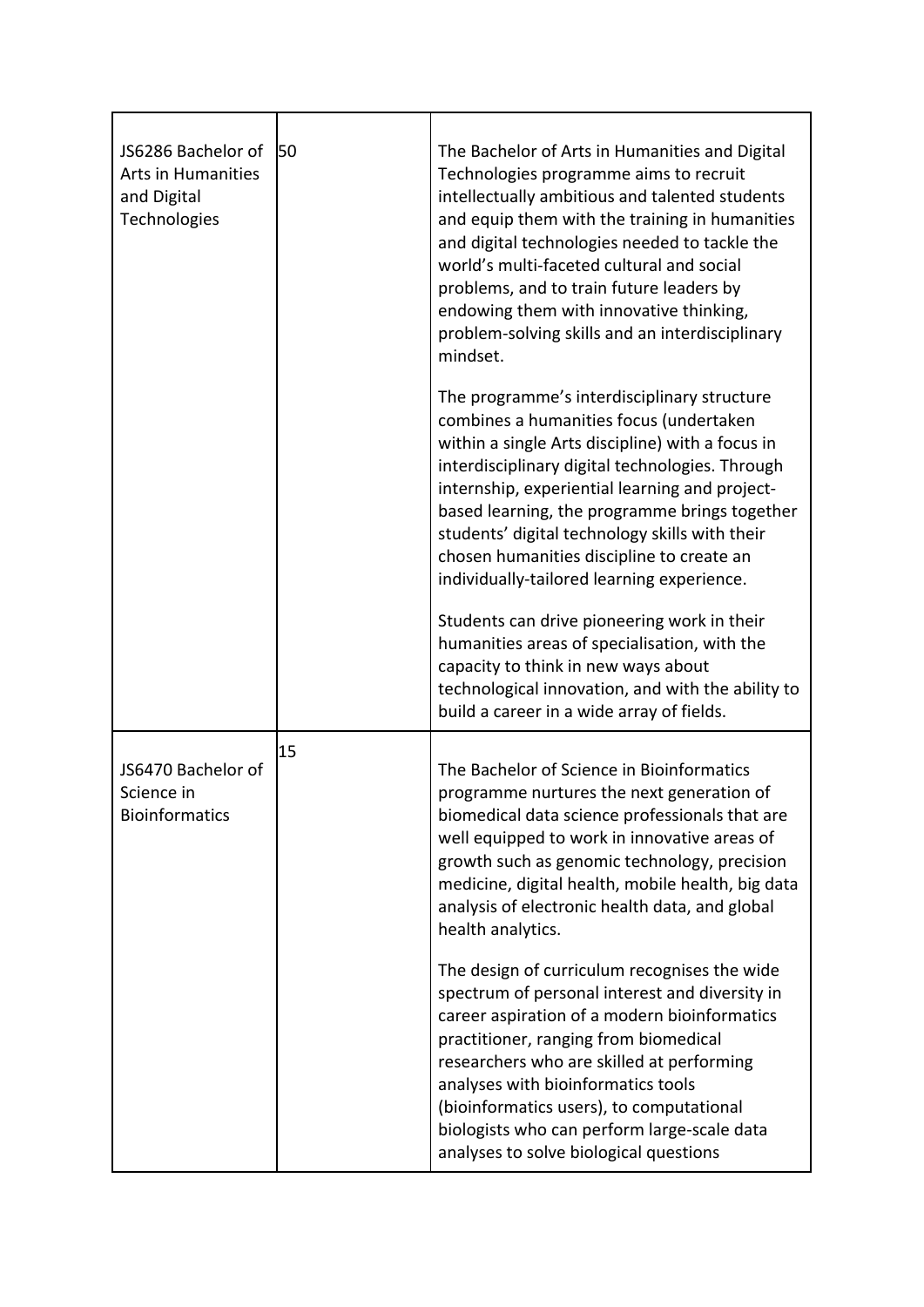| | | |
|---|---|---|
| JS6286 Bachelor of Arts in Humanities and Digital Technologies | 50 | The Bachelor of Arts in Humanities and Digital Technologies programme aims to recruit intellectually ambitious and talented students and equip them with the training in humanities and digital technologies needed to tackle the world's multi-faceted cultural and social problems, and to train future leaders by endowing them with innovative thinking, problem-solving skills and an interdisciplinary mindset.<br><br>The programme's interdisciplinary structure combines a humanities focus (undertaken within a single Arts discipline) with a focus in interdisciplinary digital technologies. Through internship, experiential learning and project-based learning, the programme brings together students' digital technology skills with their chosen humanities discipline to create an individually-tailored learning experience.<br><br>Students can drive pioneering work in their humanities areas of specialisation, with the capacity to think in new ways about technological innovation, and with the ability to build a career in a wide array of fields. |
| JS6470 Bachelor of Science in Bioinformatics | 15 | The Bachelor of Science in Bioinformatics programme nurtures the next generation of biomedical data science professionals that are well equipped to work in innovative areas of growth such as genomic technology, precision medicine, digital health, mobile health, big data analysis of electronic health data, and global health analytics.<br><br>The design of curriculum recognises the wide spectrum of personal interest and diversity in career aspiration of a modern bioinformatics practitioner, ranging from biomedical researchers who are skilled at performing analyses with bioinformatics tools (bioinformatics users), to computational biologists who can perform large-scale data analyses to solve biological questions |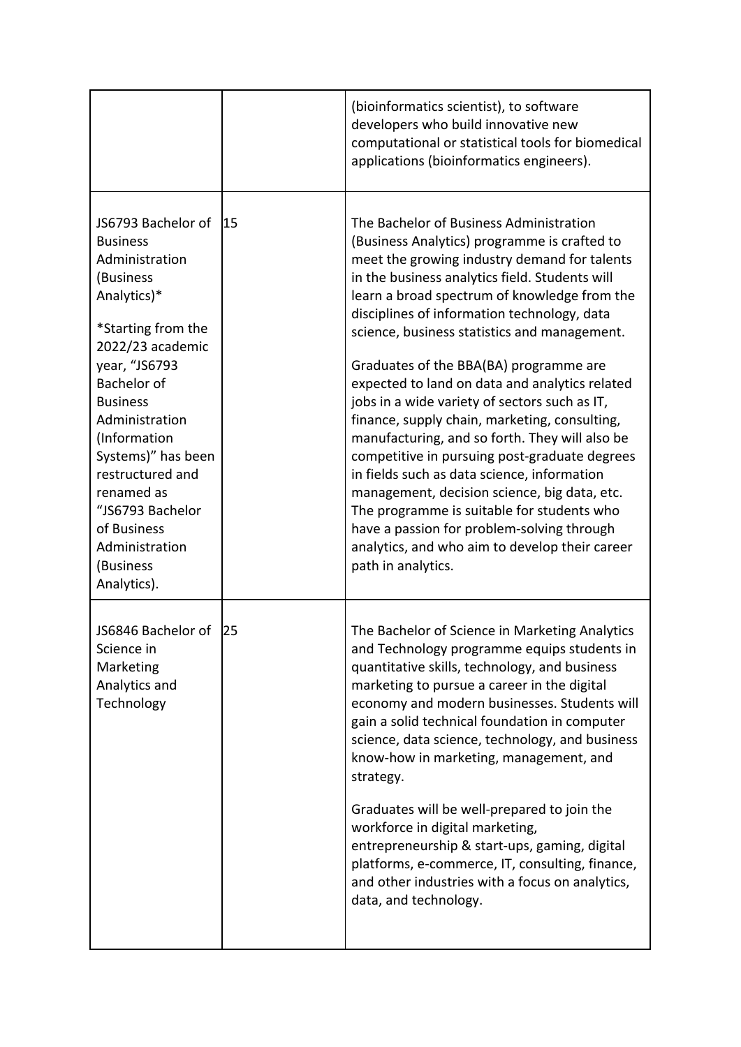| | | |
|---|---|---|
| | | (bioinformatics scientist), to software developers who build innovative new computational or statistical tools for biomedical applications (bioinformatics engineers). |
| JS6793 Bachelor of Business Administration (Business Analytics)*<br><br>*Starting from the 2022/23 academic year, "JS6793 Bachelor of Business Administration (Information Systems)" has been restructured and renamed as "JS6793 Bachelor of Business Administration (Business Analytics). | 15 | The Bachelor of Business Administration (Business Analytics) programme is crafted to meet the growing industry demand for talents in the business analytics field. Students will learn a broad spectrum of knowledge from the disciplines of information technology, data science, business statistics and management.<br><br>Graduates of the BBA(BA) programme are expected to land on data and analytics related jobs in a wide variety of sectors such as IT, finance, supply chain, marketing, consulting, manufacturing, and so forth. They will also be competitive in pursuing post-graduate degrees in fields such as data science, information management, decision science, big data, etc. The programme is suitable for students who have a passion for problem-solving through analytics, and who aim to develop their career path in analytics. |
| JS6846 Bachelor of Science in Marketing Analytics and Technology | 25 | The Bachelor of Science in Marketing Analytics and Technology programme equips students in quantitative skills, technology, and business marketing to pursue a career in the digital economy and modern businesses. Students will gain a solid technical foundation in computer science, data science, technology, and business know-how in marketing, management, and strategy.<br><br>Graduates will be well-prepared to join the workforce in digital marketing, entrepreneurship & start-ups, gaming, digital platforms, e-commerce, IT, consulting, finance, and other industries with a focus on analytics, data, and technology. |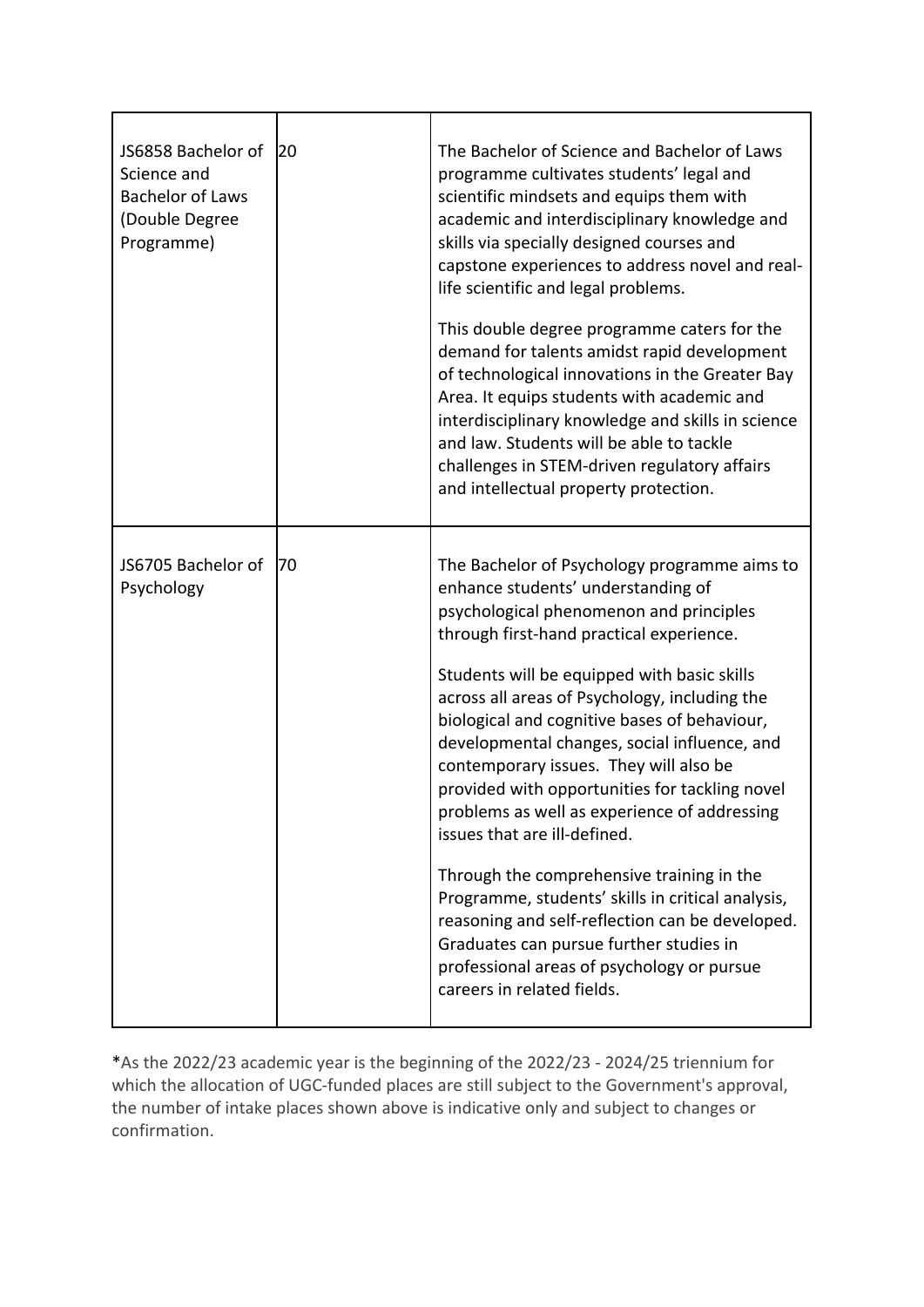| | | |
|---|---|---|
| JS6858 Bachelor of Science and Bachelor of Laws (Double Degree Programme) | 20 | The Bachelor of Science and Bachelor of Laws programme cultivates students' legal and scientific mindsets and equips them with academic and interdisciplinary knowledge and skills via specially designed courses and capstone experiences to address novel and real-life scientific and legal problems.<br><br>This double degree programme caters for the demand for talents amidst rapid development of technological innovations in the Greater Bay Area. It equips students with academic and interdisciplinary knowledge and skills in science and law. Students will be able to tackle challenges in STEM-driven regulatory affairs and intellectual property protection. |
| JS6705 Bachelor of Psychology | 70 | The Bachelor of Psychology programme aims to enhance students' understanding of psychological phenomenon and principles through first-hand practical experience.<br><br>Students will be equipped with basic skills across all areas of Psychology, including the biological and cognitive bases of behaviour, developmental changes, social influence, and contemporary issues. They will also be provided with opportunities for tackling novel problems as well as experience of addressing issues that are ill-defined.<br><br>Through the comprehensive training in the Programme, students' skills in critical analysis, reasoning and self-reflection can be developed. Graduates can pursue further studies in professional areas of psychology or pursue careers in related fields. |

*As the 2022/23 academic year is the beginning of the 2022/23 - 2024/25 triennium for which the allocation of UGC-funded places are still subject to the Government's approval, the number of intake places shown above is indicative only and subject to changes or confirmation.